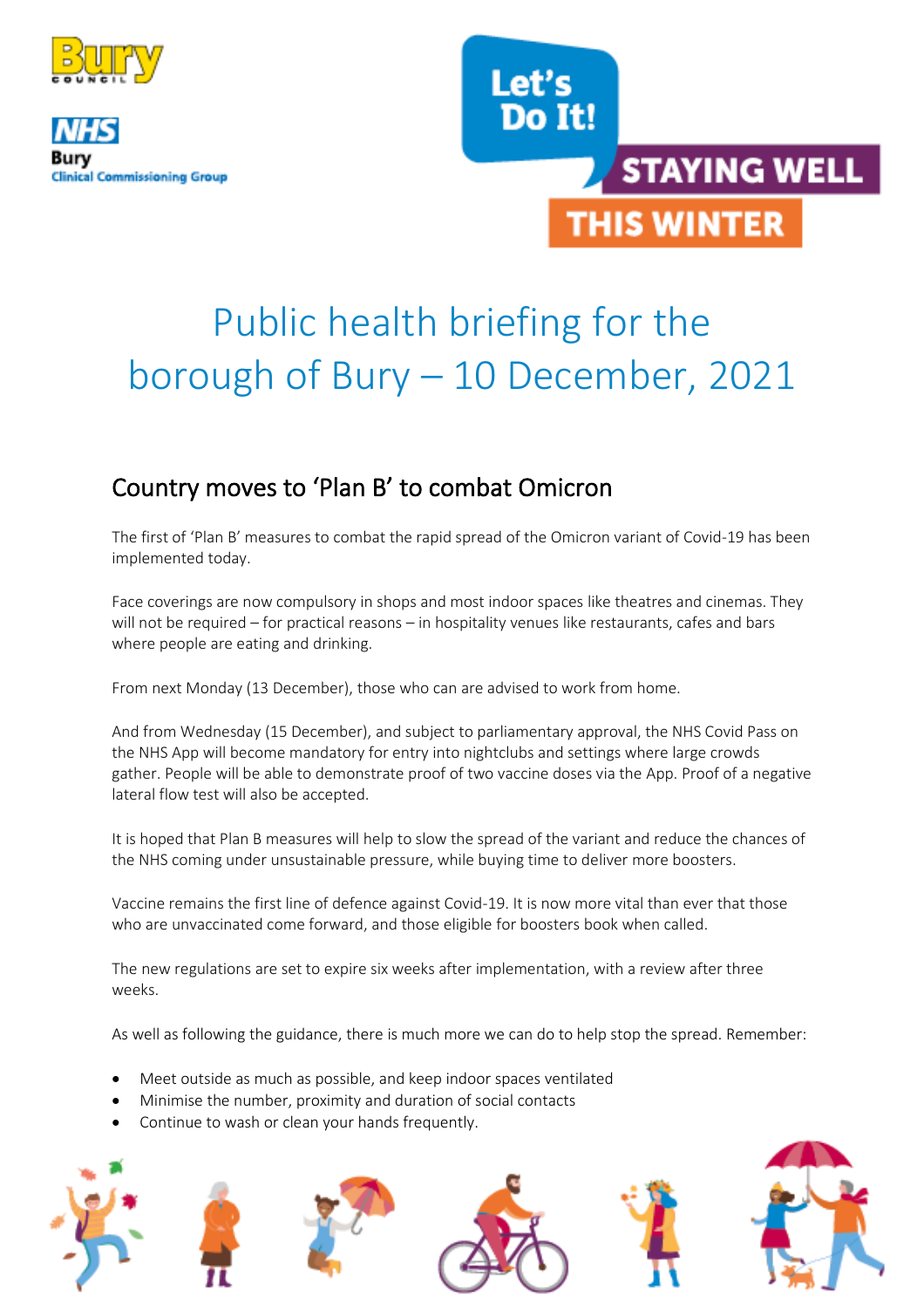# Public health briefing for the borough of Bury – 10 December, 2021

## Country moves to 'Plan B' to combat Omicron

The first of 'Plan B' measures to combat the rapid spread of the Omicron variant of Covid-19 has been implemented today.

Face coverings are now compulsory in shops and most indoor spaces like theatres and cinemas. They will not be required – for practical reasons – in hospitality venues like restaurants, cafes and bars where people are eating and drinking.

From next Monday (13 December), those who can are advised to work from home.

And from Wednesday (15 December), and subject to parliamentary approval, the NHS Covid Pass on the NHS App will become mandatory for entry into nightclubs and settings where large crowds gather. People will be able to demonstrate proof of two vaccine doses via the App. Proof of a negative lateral flow test will also be accepted.

It is hoped that Plan B measures will help to slow the spread of the variant and reduce the chances of the NHS coming under unsustainable pressure, while buying time to deliver more boosters.

Vaccine remains the first line of defence against Covid-19. It is now more vital than ever that those who are unvaccinated come forward, and those eligible for boosters book when called.

The new regulations are set to expire six weeks after implementation, with a review after three weeks.

As well as following the guidance, there is much more we can do to help stop the spread. Remember:

- Meet outside as much as possible, and keep indoor spaces ventilated
- Minimise the number, proximity and duration of social contacts
- Continue to wash or clean your hands frequently.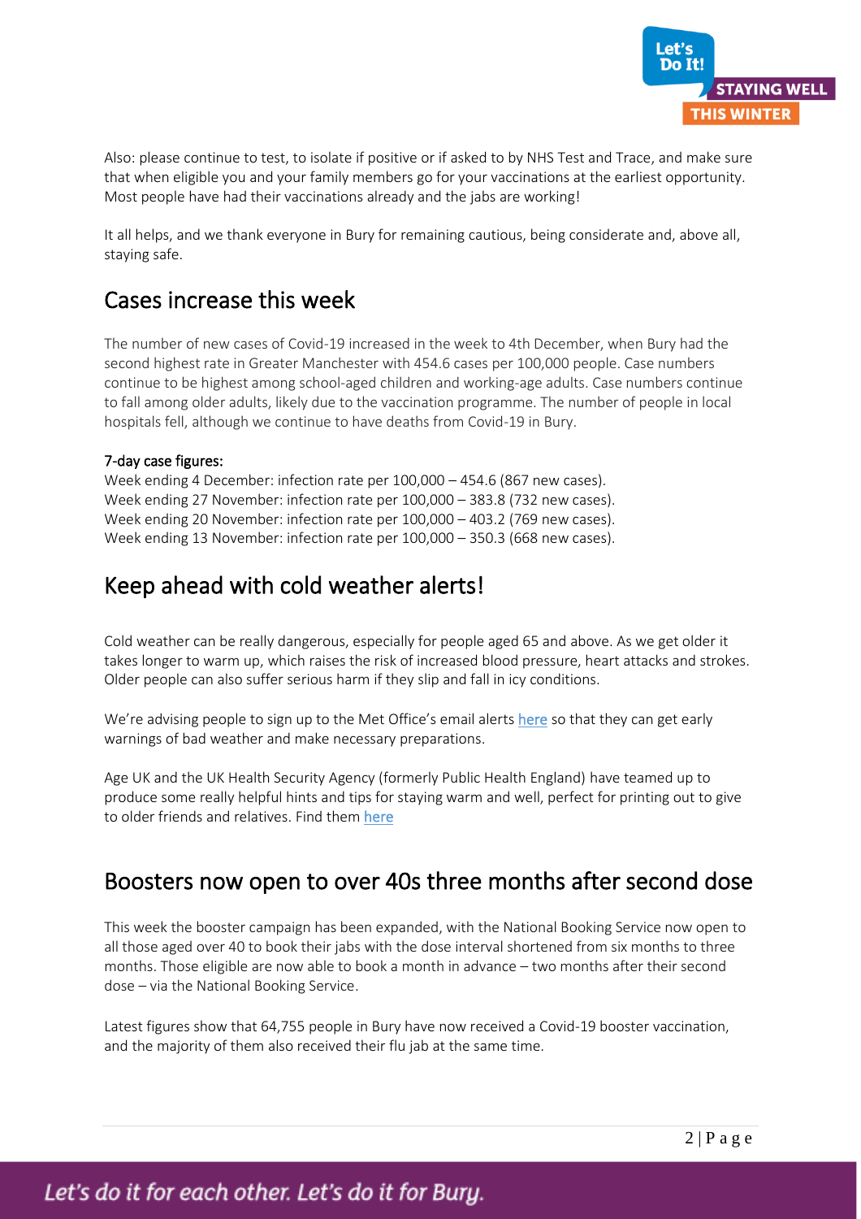Also: please continue to test, to isolate if positive or if asked to by NHS Test and Trace, and make sure that when eligible you and your family members go for your vaccinations at the earliest opportunity. Most people have had their vaccinations already and the jabs are working!

It all helps, and we thank everyone in Bury for remaining cautious, being considerate and, above all, staying safe.

## Cases increase this week

The number of new cases of Covid-19 increased in the week to 4th December, when Bury had the second highest rate in Greater Manchester with 454.6 cases per 100,000 people. Case numbers continue to be highest among school-aged children and working-age adults. Case numbers continue to fall among older adults, likely due to the vaccination programme. The number of people in local hospitals fell, although we continue to have deaths from Covid-19 in Bury.

**7-day case figures:**

Week ending 4 December: infection rate per 100,000 – 454.6 (867 new cases).
Week ending 27 November: infection rate per 100,000 – 383.8 (732 new cases).
Week ending 20 November: infection rate per 100,000 – 403.2 (769 new cases).
Week ending 13 November: infection rate per 100,000 – 350.3 (668 new cases).

## Keep ahead with cold weather alerts!

Cold weather can be really dangerous, especially for people aged 65 and above. As we get older it takes longer to warm up, which raises the risk of increased blood pressure, heart attacks and strokes. Older people can also suffer serious harm if they slip and fall in icy conditions.

We're advising people to sign up to the Met Office's email alerts here so that they can get early warnings of bad weather and make necessary preparations.

Age UK and the UK Health Security Agency (formerly Public Health England) have teamed up to produce some really helpful hints and tips for staying warm and well, perfect for printing out to give to older friends and relatives. Find them here

## Boosters now open to over 40s three months after second dose

This week the booster campaign has been expanded, with the National Booking Service now open to all those aged over 40 to book their jabs with the dose interval shortened from six months to three months. Those eligible are now able to book a month in advance – two months after their second dose – via the National Booking Service.

Latest figures show that 64,755 people in Bury have now received a Covid-19 booster vaccination, and the majority of them also received their flu jab at the same time.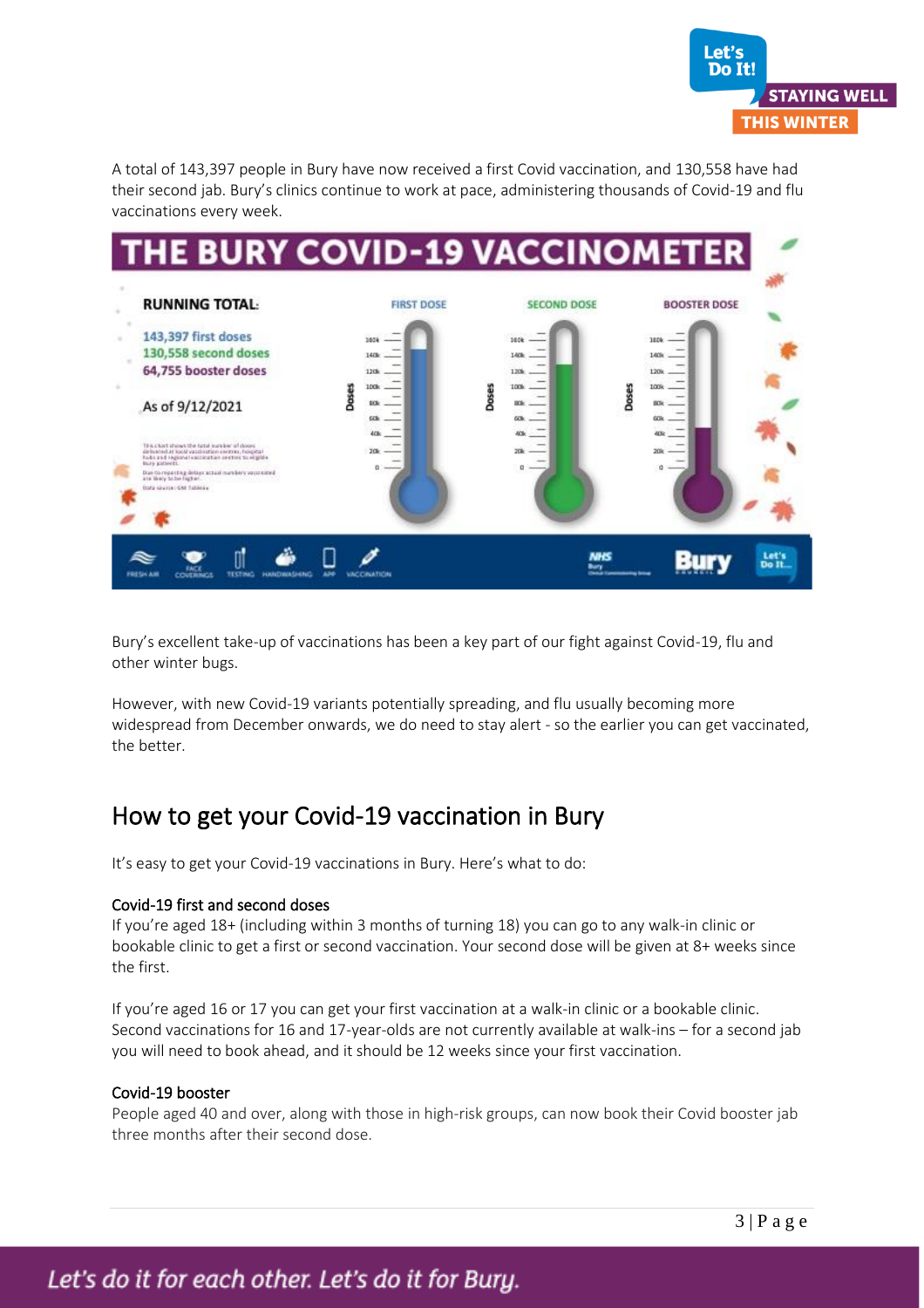A total of 143,397 people in Bury have now received a first Covid vaccination, and 130,558 have had their second jab. Bury's clinics continue to work at pace, administering thousands of Covid-19 and flu vaccinations every week.

THE BURY COVID-19 VACCINOMETER

RUNNING TOTAL:

143,397 first doses
130,558 second doses
64,755 booster doses

As of 9/12/2021

FIRST DOSE

SECOND DOSE

BOOSTER DOSE

Bury's excellent take-up of vaccinations has been a key part of our fight against Covid-19, flu and other winter bugs.

However, with new Covid-19 variants potentially spreading, and flu usually becoming more widespread from December onwards, we do need to stay alert - so the earlier you can get vaccinated, the better.

## How to get your Covid-19 vaccination in Bury

It's easy to get your Covid-19 vaccinations in Bury. Here's what to do:

### Covid-19 first and second doses

If you're aged 18+ (including within 3 months of turning 18) you can go to any walk-in clinic or bookable clinic to get a first or second vaccination. Your second dose will be given at 8+ weeks since the first.

If you're aged 16 or 17 you can get your first vaccination at a walk-in clinic or a bookable clinic. Second vaccinations for 16 and 17-year-olds are not currently available at walk-ins – for a second jab you will need to book ahead, and it should be 12 weeks since your first vaccination.

### Covid-19 booster

People aged 40 and over, along with those in high-risk groups, can now book their Covid booster jab three months after their second dose.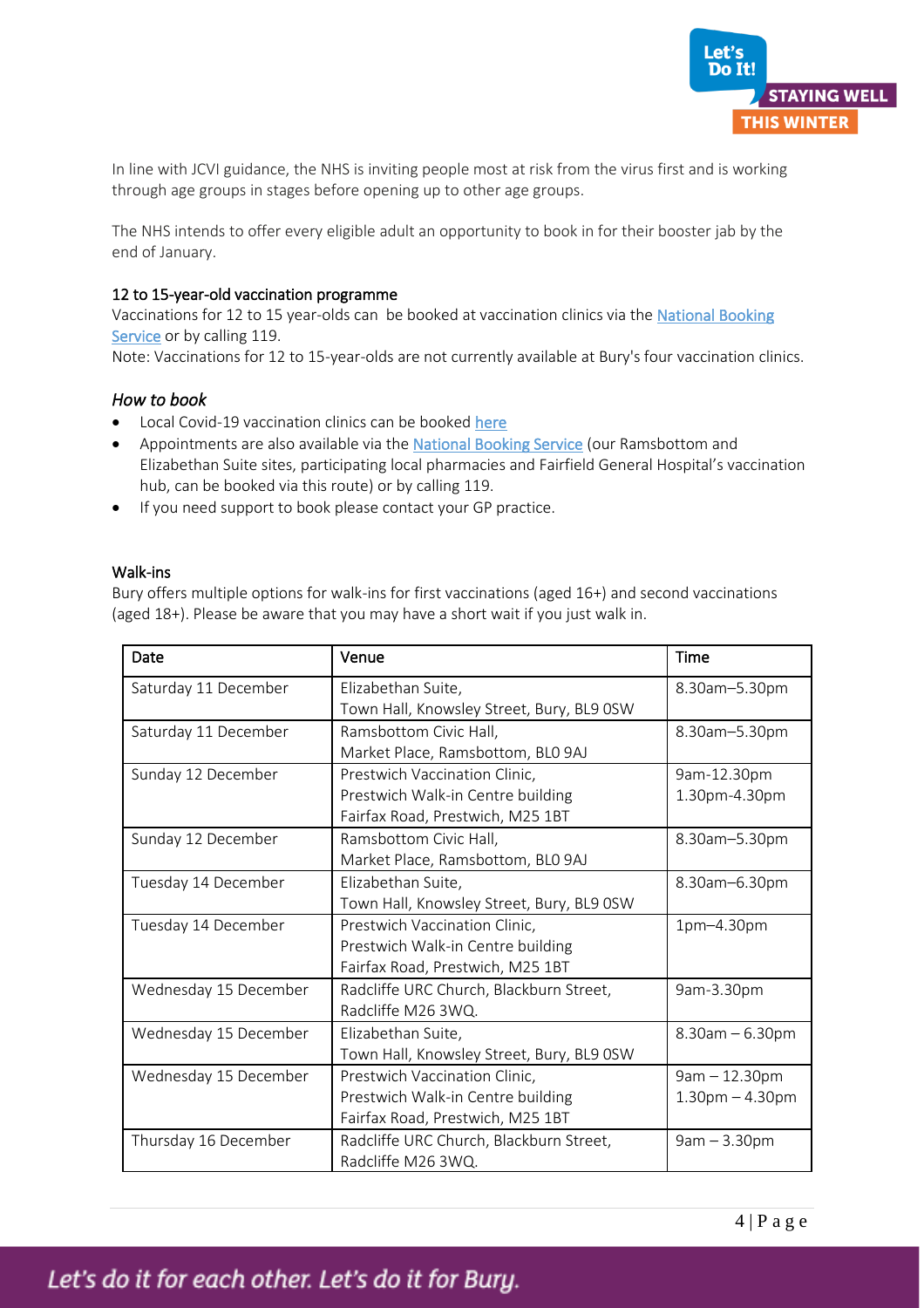In line with JCVI guidance, the NHS is inviting people most at risk from the virus first and is working through age groups in stages before opening up to other age groups.

The NHS intends to offer every eligible adult an opportunity to book in for their booster jab by the end of January.

### 12 to 15-year-old vaccination programme

Vaccinations for 12 to 15 year-olds can be booked at vaccination clinics via the National Booking Service or by calling 119.
Note: Vaccinations for 12 to 15-year-olds are not currently available at Bury's four vaccination clinics.

### *How to book*

- Local Covid-19 vaccination clinics can be booked here
- Appointments are also available via the National Booking Service (our Ramsbottom and Elizabethan Suite sites, participating local pharmacies and Fairfield General Hospital's vaccination hub, can be booked via this route) or by calling 119.
- If you need support to book please contact your GP practice.

### Walk-ins

Bury offers multiple options for walk-ins for first vaccinations (aged 16+) and second vaccinations (aged 18+). Please be aware that you may have a short wait if you just walk in.

| Date | Venue | Time |
|---|---|---|
| Saturday 11 December | Elizabethan Suite, Town Hall, Knowsley Street, Bury, BL9 0SW | 8.30am–5.30pm |
| Saturday 11 December | Ramsbottom Civic Hall, Market Place, Ramsbottom, BL0 9AJ | 8.30am–5.30pm |
| Sunday 12 December | Prestwich Vaccination Clinic, Prestwich Walk-in Centre building Fairfax Road, Prestwich, M25 1BT | 9am-12.30pm 1.30pm-4.30pm |
| Sunday 12 December | Ramsbottom Civic Hall, Market Place, Ramsbottom, BL0 9AJ | 8.30am–5.30pm |
| Tuesday 14 December | Elizabethan Suite, Town Hall, Knowsley Street, Bury, BL9 0SW | 8.30am–6.30pm |
| Tuesday 14 December | Prestwich Vaccination Clinic, Prestwich Walk-in Centre building Fairfax Road, Prestwich, M25 1BT | 1pm–4.30pm |
| Wednesday 15 December | Radcliffe URC Church, Blackburn Street, Radcliffe M26 3WQ. | 9am-3.30pm |
| Wednesday 15 December | Elizabethan Suite, Town Hall, Knowsley Street, Bury, BL9 0SW | 8.30am – 6.30pm |
| Wednesday 15 December | Prestwich Vaccination Clinic, Prestwich Walk-in Centre building Fairfax Road, Prestwich, M25 1BT | 9am – 12.30pm 1.30pm – 4.30pm |
| Thursday 16 December | Radcliffe URC Church, Blackburn Street, Radcliffe M26 3WQ. | 9am – 3.30pm |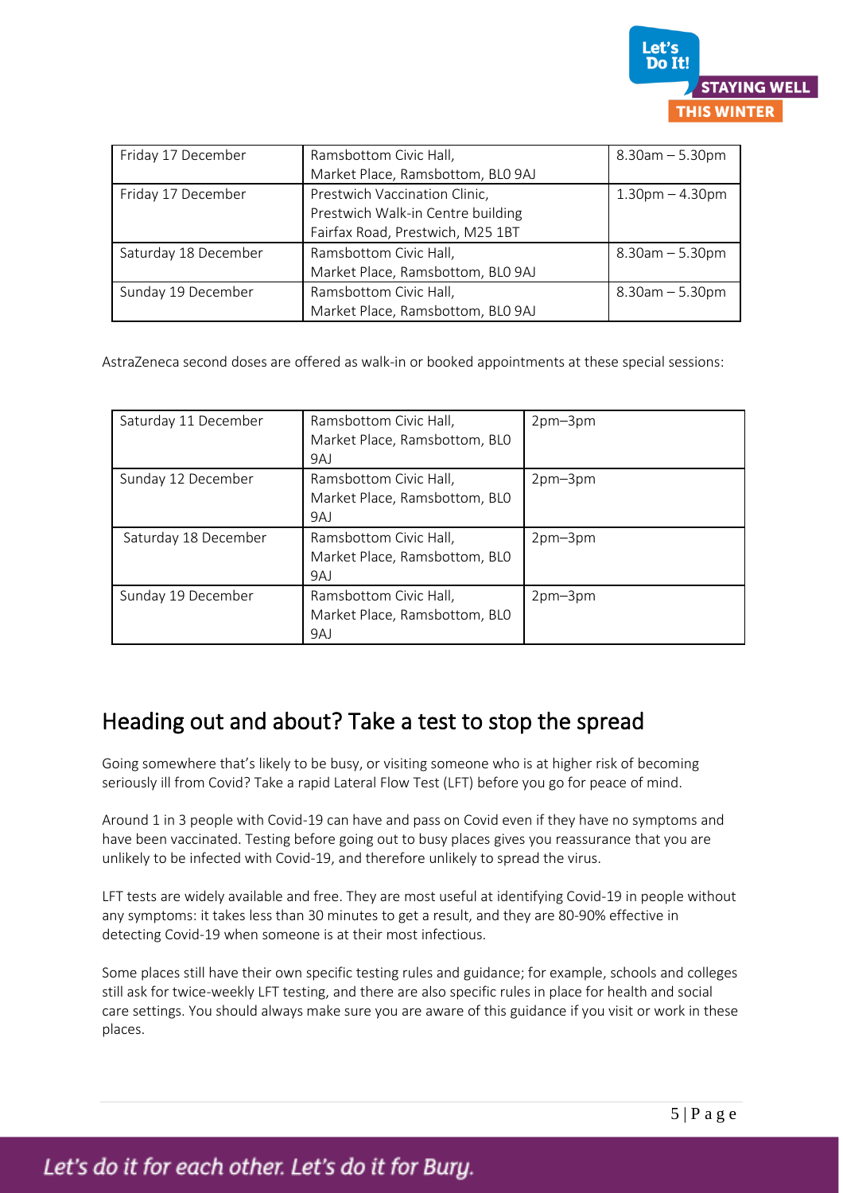| | | |
|---|---|---|
| Friday 17 December | Ramsbottom Civic Hall, Market Place, Ramsbottom, BL0 9AJ | 8.30am – 5.30pm |
| Friday 17 December | Prestwich Vaccination Clinic, Prestwich Walk-in Centre building Fairfax Road, Prestwich, M25 1BT | 1.30pm – 4.30pm |
| Saturday 18 December | Ramsbottom Civic Hall, Market Place, Ramsbottom, BL0 9AJ | 8.30am – 5.30pm |
| Sunday 19 December | Ramsbottom Civic Hall, Market Place, Ramsbottom, BL0 9AJ | 8.30am – 5.30pm |

AstraZeneca second doses are offered as walk-in or booked appointments at these special sessions:

| | | |
|---|---|---|
| Saturday 11 December | Ramsbottom Civic Hall, Market Place, Ramsbottom, BL0 9AJ | 2pm–3pm |
| Sunday 12 December | Ramsbottom Civic Hall, Market Place, Ramsbottom, BL0 9AJ | 2pm–3pm |
| Saturday 18 December | Ramsbottom Civic Hall, Market Place, Ramsbottom, BL0 9AJ | 2pm–3pm |
| Sunday 19 December | Ramsbottom Civic Hall, Market Place, Ramsbottom, BL0 9AJ | 2pm–3pm |

## Heading out and about? Take a test to stop the spread

Going somewhere that's likely to be busy, or visiting someone who is at higher risk of becoming seriously ill from Covid? Take a rapid Lateral Flow Test (LFT) before you go for peace of mind.

Around 1 in 3 people with Covid-19 can have and pass on Covid even if they have no symptoms and have been vaccinated. Testing before going out to busy places gives you reassurance that you are unlikely to be infected with Covid-19, and therefore unlikely to spread the virus.

LFT tests are widely available and free. They are most useful at identifying Covid-19 in people without any symptoms: it takes less than 30 minutes to get a result, and they are 80-90% effective in detecting Covid-19 when someone is at their most infectious.

Some places still have their own specific testing rules and guidance; for example, schools and colleges still ask for twice-weekly LFT testing, and there are also specific rules in place for health and social care settings. You should always make sure you are aware of this guidance if you visit or work in these places.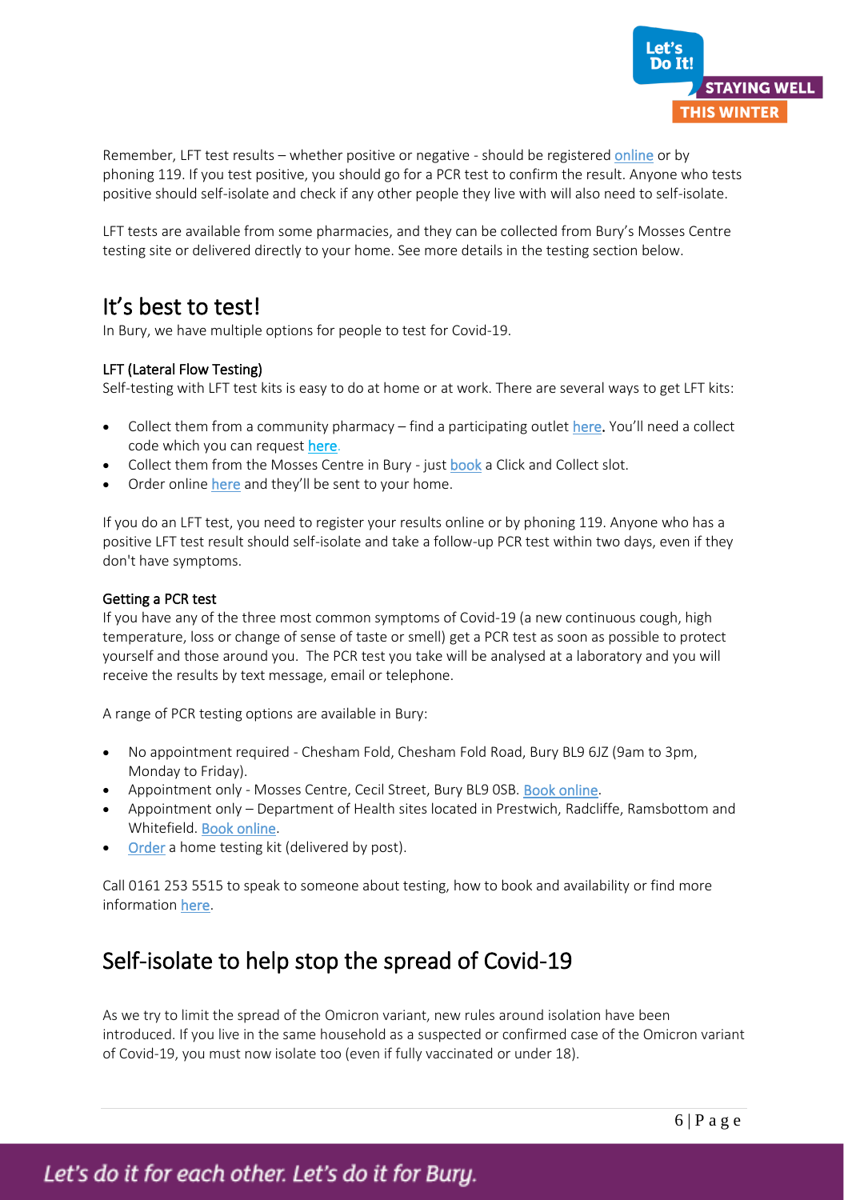Remember, LFT test results – whether positive or negative - should be registered online or by phoning 119. If you test positive, you should go for a PCR test to confirm the result. Anyone who tests positive should self-isolate and check if any other people they live with will also need to self-isolate.

LFT tests are available from some pharmacies, and they can be collected from Bury's Mosses Centre testing site or delivered directly to your home. See more details in the testing section below.

# It's best to test!

In Bury, we have multiple options for people to test for Covid-19.

### LFT (Lateral Flow Testing)

Self-testing with LFT test kits is easy to do at home or at work. There are several ways to get LFT kits:

- Collect them from a community pharmacy – find a participating outlet here. You'll need a collect code which you can request here.
- Collect them from the Mosses Centre in Bury - just book a Click and Collect slot.
- Order online here and they'll be sent to your home.

If you do an LFT test, you need to register your results online or by phoning 119. Anyone who has a positive LFT test result should self-isolate and take a follow-up PCR test within two days, even if they don't have symptoms.

### Getting a PCR test

If you have any of the three most common symptoms of Covid-19 (a new continuous cough, high temperature, loss or change of sense of taste or smell) get a PCR test as soon as possible to protect yourself and those around you. The PCR test you take will be analysed at a laboratory and you will receive the results by text message, email or telephone.

A range of PCR testing options are available in Bury:

- No appointment required - Chesham Fold, Chesham Fold Road, Bury BL9 6JZ (9am to 3pm, Monday to Friday).
- Appointment only - Mosses Centre, Cecil Street, Bury BL9 0SB. Book online.
- Appointment only – Department of Health sites located in Prestwich, Radcliffe, Ramsbottom and Whitefield. Book online.
- Order a home testing kit (delivered by post).

Call 0161 253 5515 to speak to someone about testing, how to book and availability or find more information here.

# Self-isolate to help stop the spread of Covid-19

As we try to limit the spread of the Omicron variant, new rules around isolation have been introduced. If you live in the same household as a suspected or confirmed case of the Omicron variant of Covid-19, you must now isolate too (even if fully vaccinated or under 18).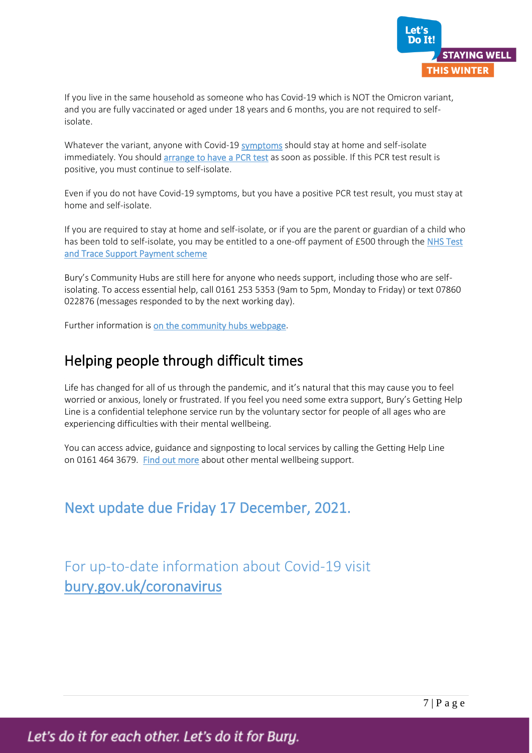If you live in the same household as someone who has Covid-19 which is NOT the Omicron variant, and you are fully vaccinated or aged under 18 years and 6 months, you are not required to self-isolate.

Whatever the variant, anyone with Covid-19 symptoms should stay at home and self-isolate immediately. You should arrange to have a PCR test as soon as possible. If this PCR test result is positive, you must continue to self-isolate.

Even if you do not have Covid-19 symptoms, but you have a positive PCR test result, you must stay at home and self-isolate.

If you are required to stay at home and self-isolate, or if you are the parent or guardian of a child who has been told to self-isolate, you may be entitled to a one-off payment of £500 through the NHS Test and Trace Support Payment scheme

Bury's Community Hubs are still here for anyone who needs support, including those who are self-isolating. To access essential help, call 0161 253 5353 (9am to 5pm, Monday to Friday) or text 07860 022876 (messages responded to by the next working day).

Further information is on the community hubs webpage.

## Helping people through difficult times

Life has changed for all of us through the pandemic, and it's natural that this may cause you to feel worried or anxious, lonely or frustrated. If you feel you need some extra support, Bury's Getting Help Line is a confidential telephone service run by the voluntary sector for people of all ages who are experiencing difficulties with their mental wellbeing.

You can access advice, guidance and signposting to local services by calling the Getting Help Line on 0161 464 3679. Find out more about other mental wellbeing support.

## Next update due Friday 17 December, 2021.

## For up-to-date information about Covid-19 visit bury.gov.uk/coronavirus